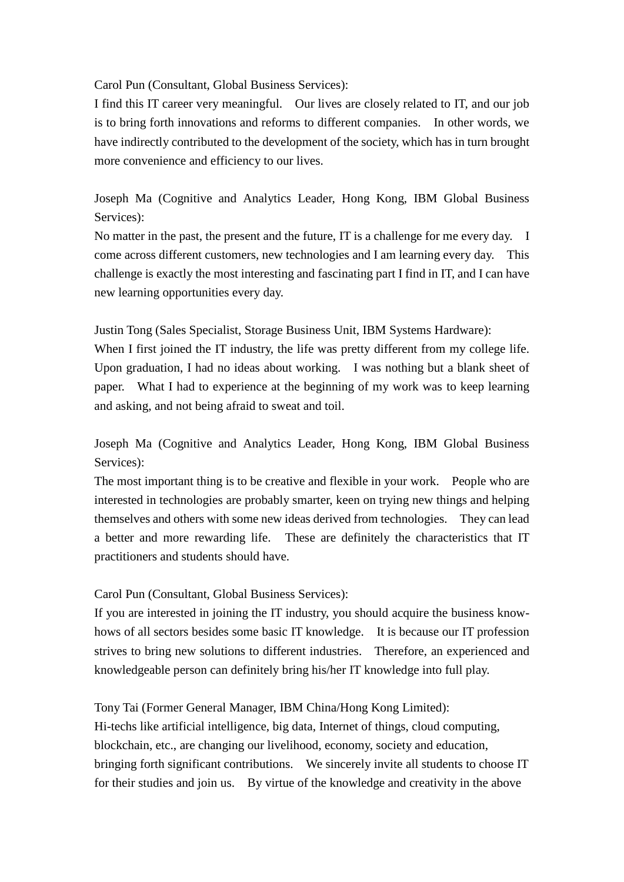Carol Pun (Consultant, Global Business Services):
I find this IT career very meaningful. Our lives are closely related to IT, and our job is to bring forth innovations and reforms to different companies. In other words, we have indirectly contributed to the development of the society, which has in turn brought more convenience and efficiency to our lives.

Joseph Ma (Cognitive and Analytics Leader, Hong Kong, IBM Global Business Services):
No matter in the past, the present and the future, IT is a challenge for me every day. I come across different customers, new technologies and I am learning every day. This challenge is exactly the most interesting and fascinating part I find in IT, and I can have new learning opportunities every day.

Justin Tong (Sales Specialist, Storage Business Unit, IBM Systems Hardware):
When I first joined the IT industry, the life was pretty different from my college life. Upon graduation, I had no ideas about working. I was nothing but a blank sheet of paper. What I had to experience at the beginning of my work was to keep learning and asking, and not being afraid to sweat and toil.

Joseph Ma (Cognitive and Analytics Leader, Hong Kong, IBM Global Business Services):
The most important thing is to be creative and flexible in your work. People who are interested in technologies are probably smarter, keen on trying new things and helping themselves and others with some new ideas derived from technologies. They can lead a better and more rewarding life. These are definitely the characteristics that IT practitioners and students should have.

Carol Pun (Consultant, Global Business Services):
If you are interested in joining the IT industry, you should acquire the business know-hows of all sectors besides some basic IT knowledge. It is because our IT profession strives to bring new solutions to different industries. Therefore, an experienced and knowledgeable person can definitely bring his/her IT knowledge into full play.

Tony Tai (Former General Manager, IBM China/Hong Kong Limited):
Hi-techs like artificial intelligence, big data, Internet of things, cloud computing, blockchain, etc., are changing our livelihood, economy, society and education, bringing forth significant contributions. We sincerely invite all students to choose IT for their studies and join us. By virtue of the knowledge and creativity in the above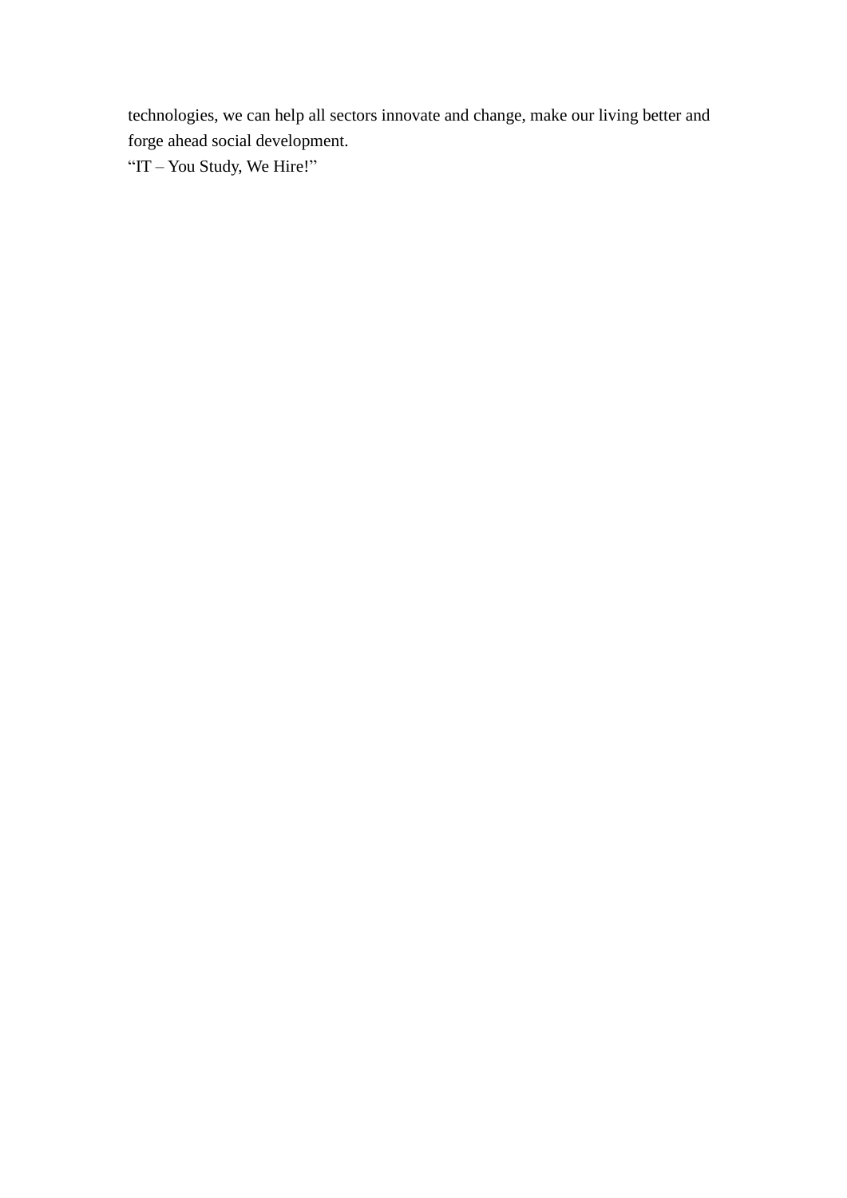technologies, we can help all sectors innovate and change, make our living better and forge ahead social development.

“IT – You Study, We Hire!”